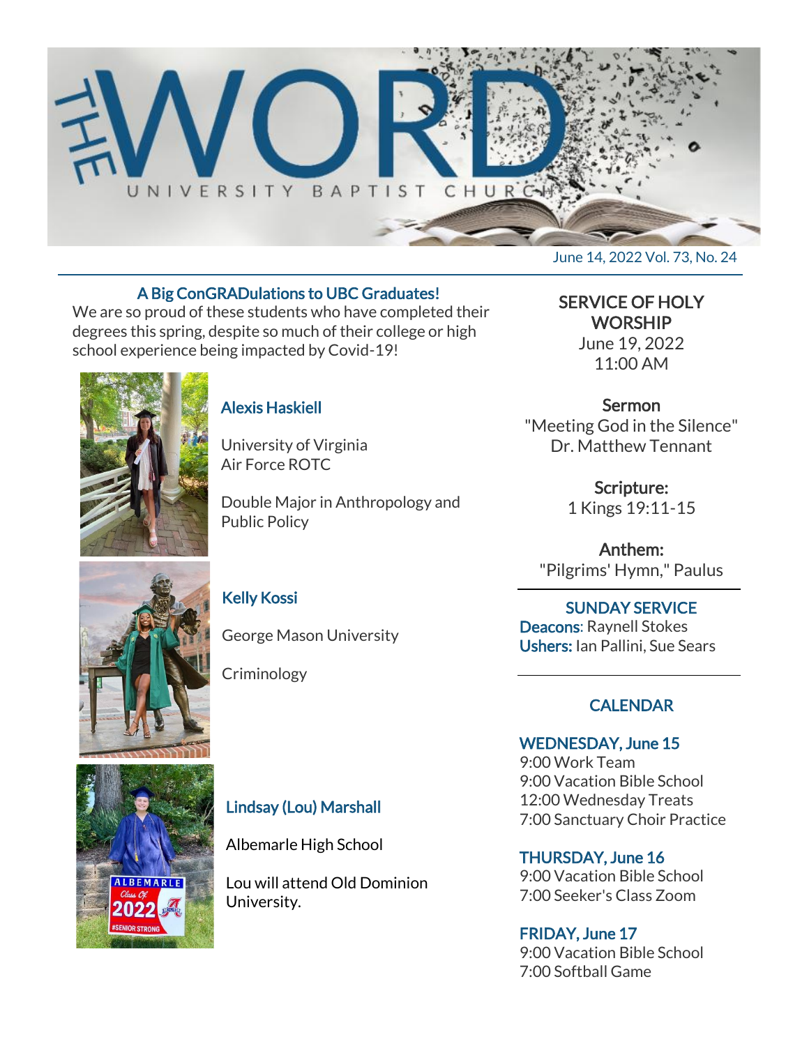# THE WORD

UNIVERSITY BAPTIST CHURCH

June 14, 2022 Vol. 73, No. 24

## A Big ConGRADulations to UBC Graduates!

We are so proud of these students who have completed their degrees this spring, despite so much of their college or high school experience being impacted by Covid-19!

### Alexis Haskiell

University of Virginia
Air Force ROTC

Double Major in Anthropology and Public Policy

### Kelly Kossi

George Mason University

Criminology

### Lindsay (Lou) Marshall

Albemarle High School

Lou will attend Old Dominion University.

## SERVICE OF HOLY WORSHIP

June 19, 2022
11:00 AM

**Sermon**
"Meeting God in the Silence"
Dr. Matthew Tennant

**Scripture:**
1 Kings 19:11-15

**Anthem:**
"Pilgrims' Hymn," Paulus

## SUNDAY SERVICE

**Deacons**: Raynell Stokes
**Ushers:** Ian Pallini, Sue Sears

## CALENDAR

**WEDNESDAY, June 15**
9:00 Work Team
9:00 Vacation Bible School
12:00 Wednesday Treats
7:00 Sanctuary Choir Practice

**THURSDAY, June 16**
9:00 Vacation Bible School
7:00 Seeker's Class Zoom

**FRIDAY, June 17**
9:00 Vacation Bible School
7:00 Softball Game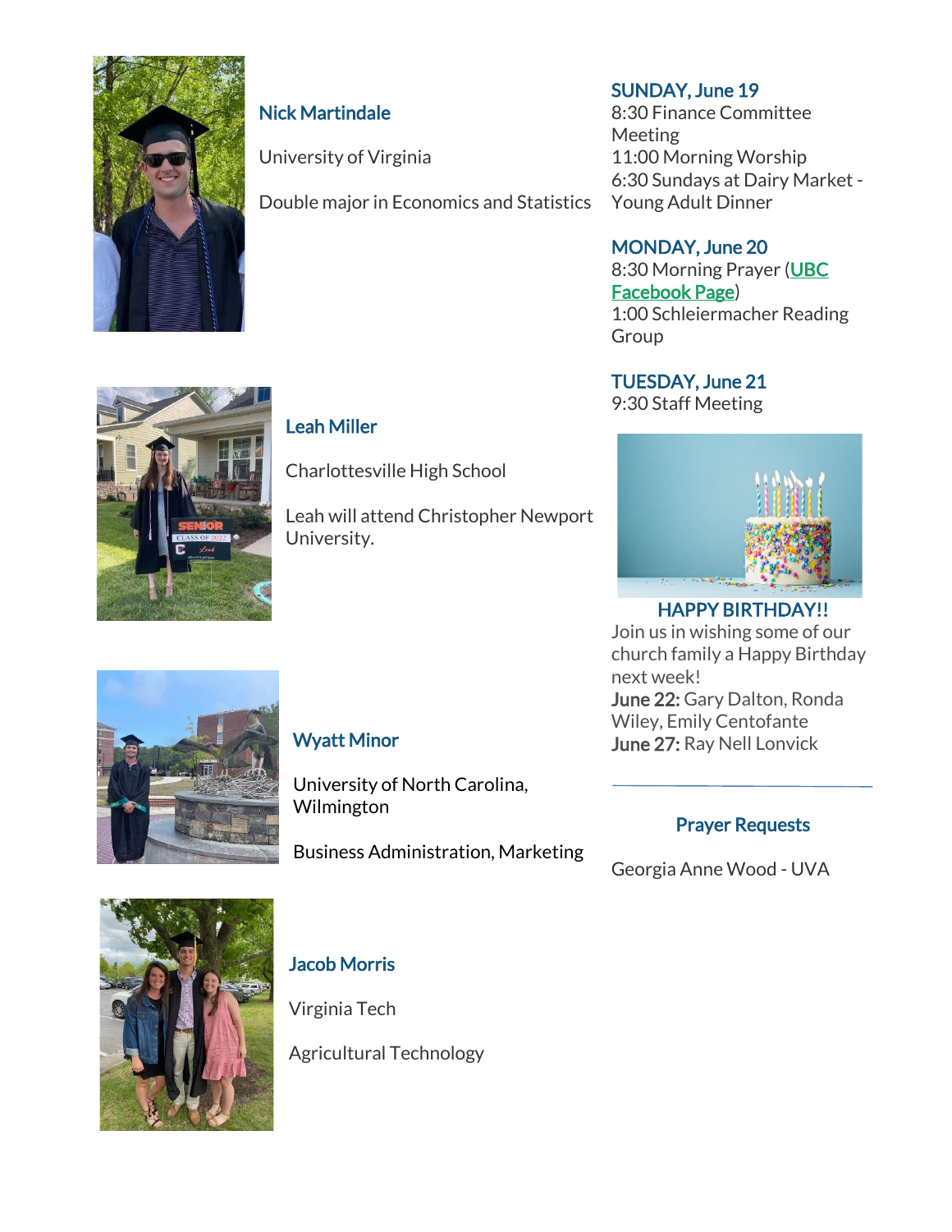### Nick Martindale

University of Virginia

Double major in Economics and Statistics

### Leah Miller

Charlottesville High School

Leah will attend Christopher Newport University.

### Wyatt Minor

University of North Carolina, Wilmington

Business Administration, Marketing

### Jacob Morris

Virginia Tech

Agricultural Technology

### SUNDAY, June 19

8:30 Finance Committee Meeting
11:00 Morning Worship
6:30 Sundays at Dairy Market - Young Adult Dinner

### MONDAY, June 20

8:30 Morning Prayer ([UBC Facebook Page]())
1:00 Schleiermacher Reading Group

### TUESDAY, June 21

9:30 Staff Meeting

### HAPPY BIRTHDAY!!

Join us in wishing some of our church family a Happy Birthday next week!

**June 22:** Gary Dalton, Ronda Wiley, Emily Centofante
**June 27:** Ray Nell Lonvick

---

### Prayer Requests

Georgia Anne Wood - UVA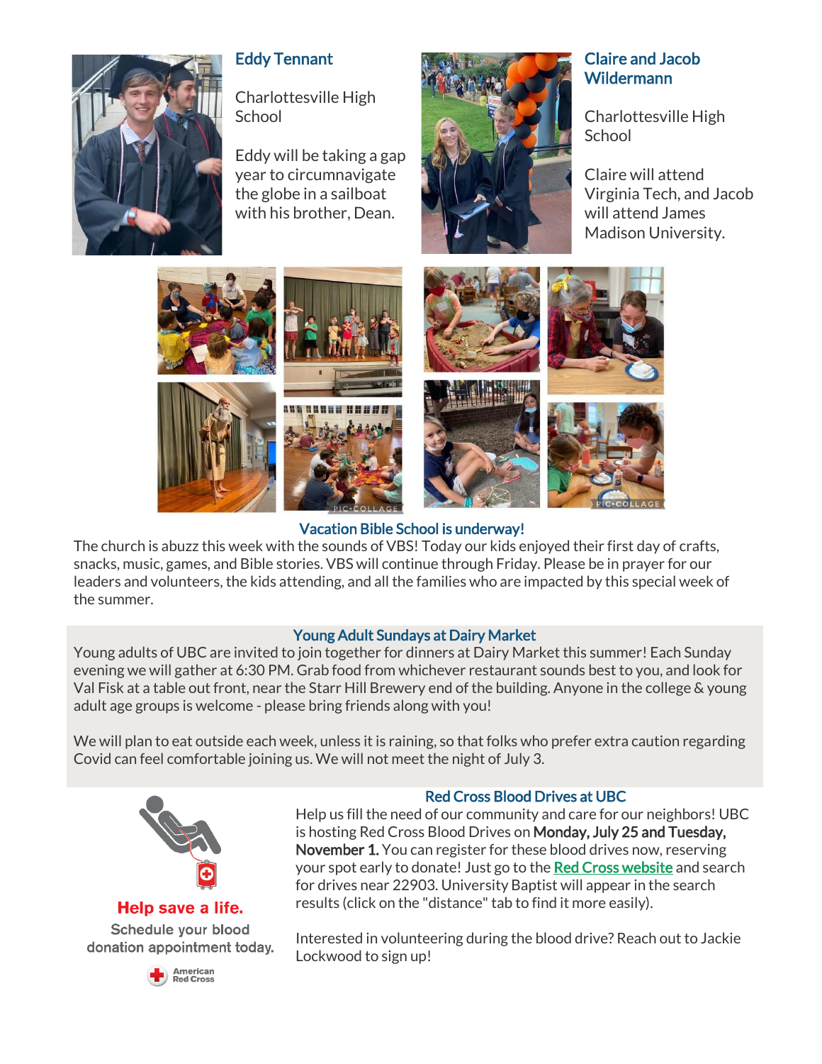### Eddy Tennant

Charlottesville High School

Eddy will be taking a gap year to circumnavigate the globe in a sailboat with his brother, Dean.

### Claire and Jacob Wildermann

Charlottesville High School

Claire will attend Virginia Tech, and Jacob will attend James Madison University.

### Vacation Bible School is underway!

The church is abuzz this week with the sounds of VBS! Today our kids enjoyed their first day of crafts, snacks, music, games, and Bible stories. VBS will continue through Friday. Please be in prayer for our leaders and volunteers, the kids attending, and all the families who are impacted by this special week of the summer.

### Young Adult Sundays at Dairy Market

Young adults of UBC are invited to join together for dinners at Dairy Market this summer! Each Sunday evening we will gather at 6:30 PM. Grab food from whichever restaurant sounds best to you, and look for Val Fisk at a table out front, near the Starr Hill Brewery end of the building. Anyone in the college & young adult age groups is welcome - please bring friends along with you!

We will plan to eat outside each week, unless it is raining, so that folks who prefer extra caution regarding Covid can feel comfortable joining us. We will not meet the night of July 3.

### Red Cross Blood Drives at UBC

**Help save a life.**

Schedule your blood donation appointment today.

American Red Cross

Help us fill the need of our community and care for our neighbors! UBC is hosting Red Cross Blood Drives on **Monday, July 25 and Tuesday, November 1.** You can register for these blood drives now, reserving your spot early to donate! Just go to the Red Cross website and search for drives near 22903. University Baptist will appear in the search results (click on the "distance" tab to find it more easily).

Interested in volunteering during the blood drive? Reach out to Jackie Lockwood to sign up!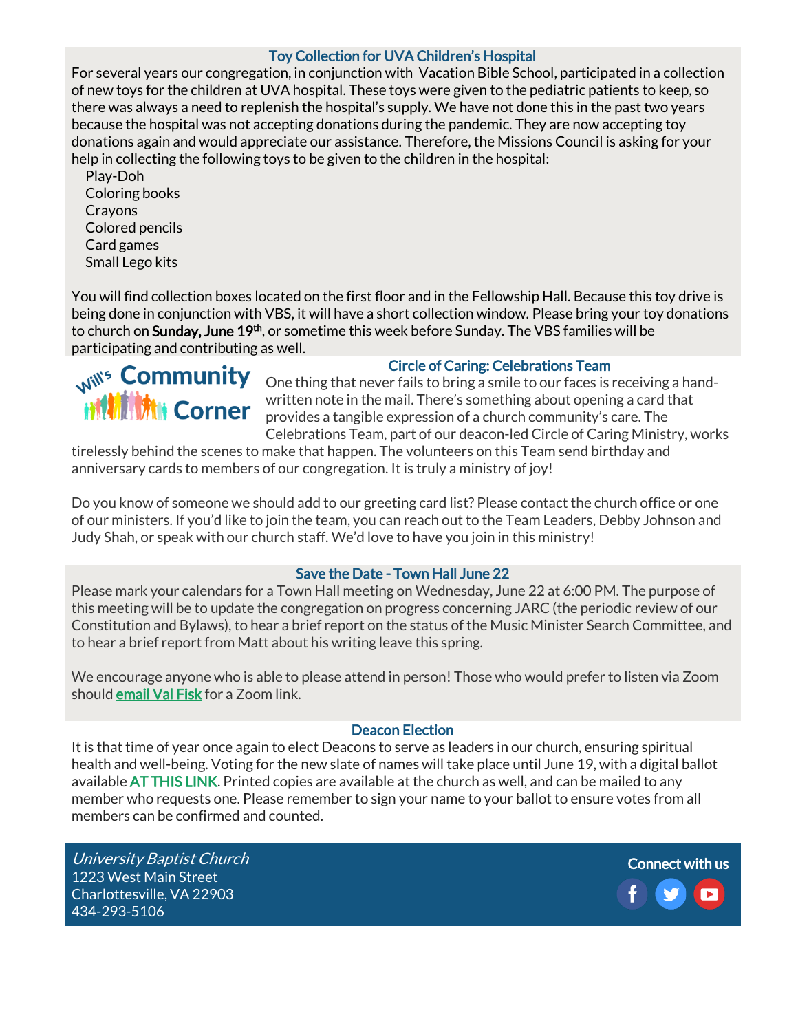## Toy Collection for UVA Children's Hospital

For several years our congregation, in conjunction with Vacation Bible School, participated in a collection of new toys for the children at UVA hospital. These toys were given to the pediatric patients to keep, so there was always a need to replenish the hospital's supply. We have not done this in the past two years because the hospital was not accepting donations during the pandemic. They are now accepting toy donations again and would appreciate our assistance. Therefore, the Missions Council is asking for your help in collecting the following toys to be given to the children in the hospital:

- Play-Doh
- Coloring books
- Crayons
- Colored pencils
- Card games
- Small Lego kits

You will find collection boxes located on the first floor and in the Fellowship Hall. Because this toy drive is being done in conjunction with VBS, it will have a short collection window. Please bring your toy donations to church on **Sunday, June 19th**, or sometime this week before Sunday. The VBS families will be participating and contributing as well.

Will's Community Corner

## Circle of Caring: Celebrations Team

One thing that never fails to bring a smile to our faces is receiving a hand-written note in the mail. There's something about opening a card that provides a tangible expression of a church community's care. The Celebrations Team, part of our deacon-led Circle of Caring Ministry, works tirelessly behind the scenes to make that happen. The volunteers on this Team send birthday and anniversary cards to members of our congregation. It is truly a ministry of joy!

Do you know of someone we should add to our greeting card list? Please contact the church office or one of our ministers. If you'd like to join the team, you can reach out to the Team Leaders, Debby Johnson and Judy Shah, or speak with our church staff. We'd love to have you join in this ministry!

## Save the Date - Town Hall June 22

Please mark your calendars for a Town Hall meeting on Wednesday, June 22 at 6:00 PM. The purpose of this meeting will be to update the congregation on progress concerning JARC (the periodic review of our Constitution and Bylaws), to hear a brief report on the status of the Music Minister Search Committee, and to hear a brief report from Matt about his writing leave this spring.

We encourage anyone who is able to please attend in person! Those who would prefer to listen via Zoom should email Val Fisk for a Zoom link.

## Deacon Election

It is that time of year once again to elect Deacons to serve as leaders in our church, ensuring spiritual health and well-being. Voting for the new slate of names will take place until June 19, with a digital ballot available AT THIS LINK. Printed copies are available at the church as well, and can be mailed to any member who requests one. Please remember to sign your name to your ballot to ensure votes from all members can be confirmed and counted.

*University Baptist Church*
1223 West Main Street
Charlottesville, VA 22903
434-293-5106

Connect with us